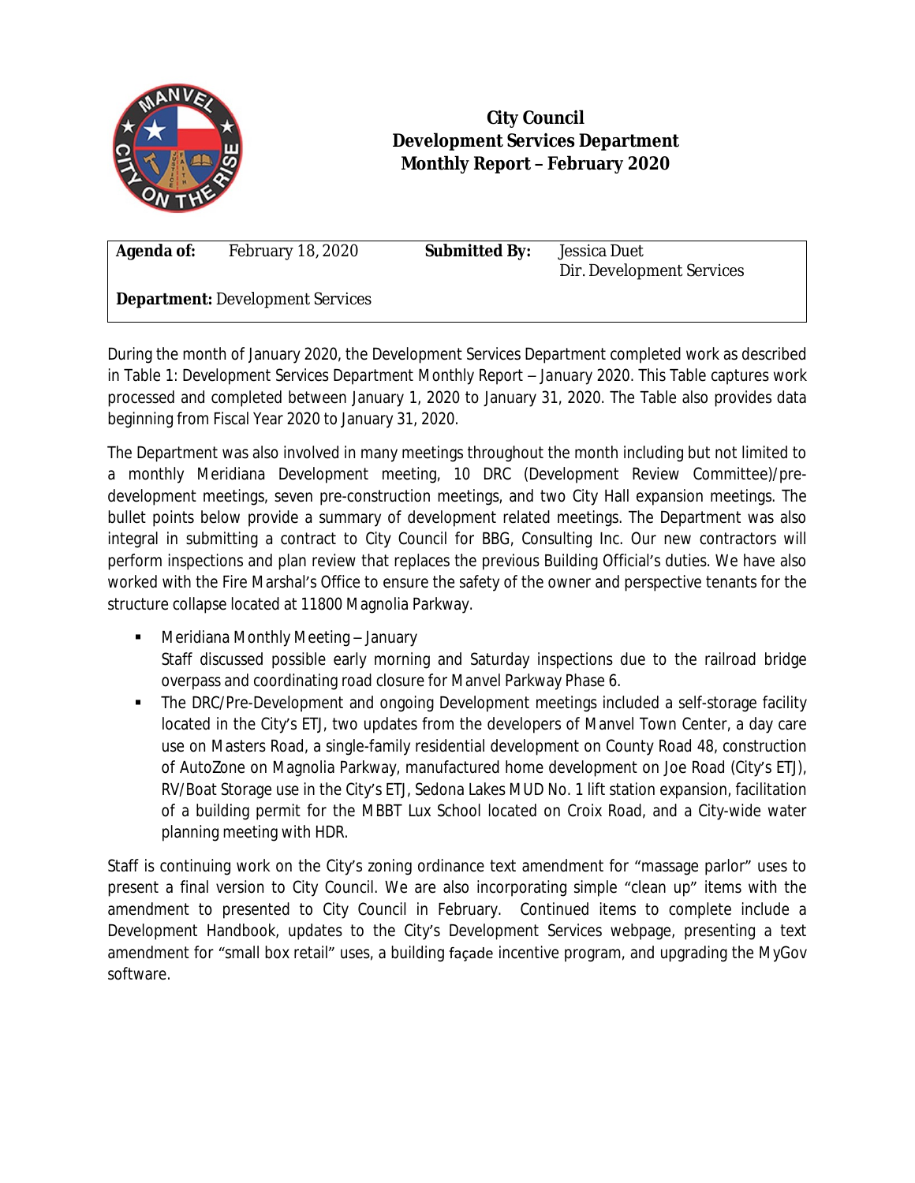# City Council
# Development Services Department
# Monthly Report – February 2020

| **Agenda of:** | February 18, 2020 | **Submitted By:** | Jessica Duet<br>Dir. Development Services |
|---|---|---|---|
| **Department:** Development Services | | | |

During the month of January 2020, the Development Services Department completed work as described in Table 1: Development Services Department Monthly Report – January 2020. This Table captures work processed and completed between January 1, 2020 to January 31, 2020. The Table also provides data beginning from Fiscal Year 2020 to January 31, 2020.

The Department was also involved in many meetings throughout the month including but not limited to a monthly Meridiana Development meeting, 10 DRC (Development Review Committee)/pre-development meetings, seven pre-construction meetings, and two City Hall expansion meetings. The bullet points below provide a summary of development related meetings. The Department was also integral in submitting a contract to City Council for BBG, Consulting Inc. Our new contractors will perform inspections and plan review that replaces the previous Building Official's duties. We have also worked with the Fire Marshal's Office to ensure the safety of the owner and perspective tenants for the structure collapse located at 11800 Magnolia Parkway.

- Meridiana Monthly Meeting – January
  Staff discussed possible early morning and Saturday inspections due to the railroad bridge overpass and coordinating road closure for Manvel Parkway Phase 6.
- The DRC/Pre-Development and ongoing Development meetings included a self-storage facility located in the City's ETJ, two updates from the developers of Manvel Town Center, a day care use on Masters Road, a single-family residential development on County Road 48, construction of AutoZone on Magnolia Parkway, manufactured home development on Joe Road (City's ETJ), RV/Boat Storage use in the City's ETJ, Sedona Lakes MUD No. 1 lift station expansion, facilitation of a building permit for the MBBT Lux School located on Croix Road, and a City-wide water planning meeting with HDR.

Staff is continuing work on the City's zoning ordinance text amendment for "massage parlor" uses to present a final version to City Council. We are also incorporating simple "clean up" items with the amendment to presented to City Council in February. Continued items to complete include a Development Handbook, updates to the City's Development Services webpage, presenting a text amendment for "small box retail" uses, a building façade incentive program, and upgrading the MyGov software.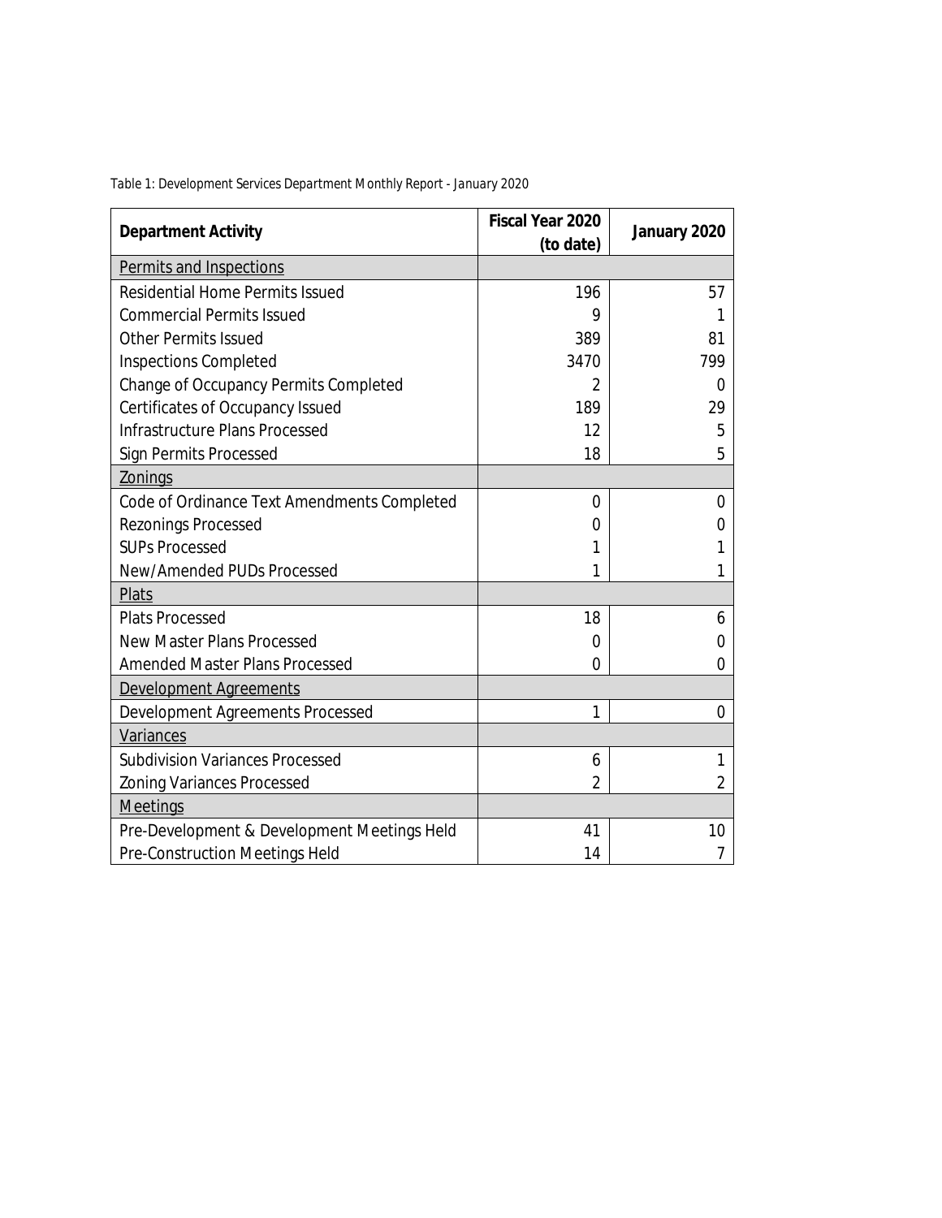*Table 1: Development Services Department Monthly Report - January 2020*

| **Department Activity** | **Fiscal Year 2020 (to date)** | **January 2020** |
|---|---|---|
| Permits and Inspections | | |
| Residential Home Permits Issued | 196 | 57 |
| Commercial Permits Issued | 9 | 1 |
| Other Permits Issued | 389 | 81 |
| Inspections Completed | 3470 | 799 |
| Change of Occupancy Permits Completed | 2 | 0 |
| Certificates of Occupancy Issued | 189 | 29 |
| Infrastructure Plans Processed | 12 | 5 |
| Sign Permits Processed | 18 | 5 |
| Zonings | | |
| Code of Ordinance Text Amendments Completed | 0 | 0 |
| Rezonings Processed | 0 | 0 |
| SUPs Processed | 1 | 1 |
| New/Amended PUDs Processed | 1 | 1 |
| Plats | | |
| Plats Processed | 18 | 6 |
| New Master Plans Processed | 0 | 0 |
| Amended Master Plans Processed | 0 | 0 |
| Development Agreements | | |
| Development Agreements Processed | 1 | 0 |
| Variances | | |
| Subdivision Variances Processed | 6 | 1 |
| Zoning Variances Processed | 2 | 2 |
| Meetings | | |
| Pre-Development & Development Meetings Held | 41 | 10 |
| Pre-Construction Meetings Held | 14 | 7 |